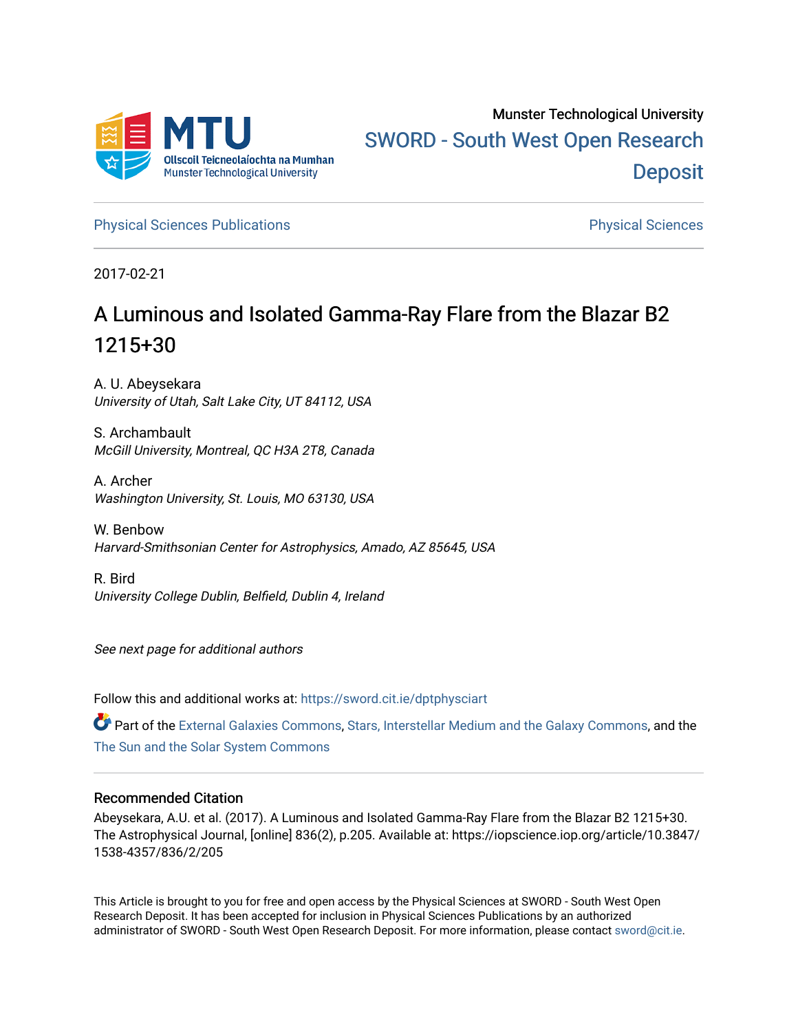Munster Technological University

SWORD - South West Open Research Deposit

Physical Sciences Publications | Physical Sciences

2017-02-21

# A Luminous and Isolated Gamma-Ray Flare from the Blazar B2 1215+30

A. U. Abeysekara
*University of Utah, Salt Lake City, UT 84112, USA*

S. Archambault
*McGill University, Montreal, QC H3A 2T8, Canada*

A. Archer
*Washington University, St. Louis, MO 63130, USA*

W. Benbow
*Harvard-Smithsonian Center for Astrophysics, Amado, AZ 85645, USA*

R. Bird
*University College Dublin, Belfield, Dublin 4, Ireland*

*See next page for additional authors*

Follow this and additional works at: https://sword.cit.ie/dptphysciart

Part of the External Galaxies Commons, Stars, Interstellar Medium and the Galaxy Commons, and the The Sun and the Solar System Commons

## Recommended Citation

Abeysekara, A.U. et al. (2017). A Luminous and Isolated Gamma-Ray Flare from the Blazar B2 1215+30. The Astrophysical Journal, [online] 836(2), p.205. Available at: https://iopscience.iop.org/article/10.3847/1538-4357/836/2/205

This Article is brought to you for free and open access by the Physical Sciences at SWORD - South West Open Research Deposit. It has been accepted for inclusion in Physical Sciences Publications by an authorized administrator of SWORD - South West Open Research Deposit. For more information, please contact sword@cit.ie.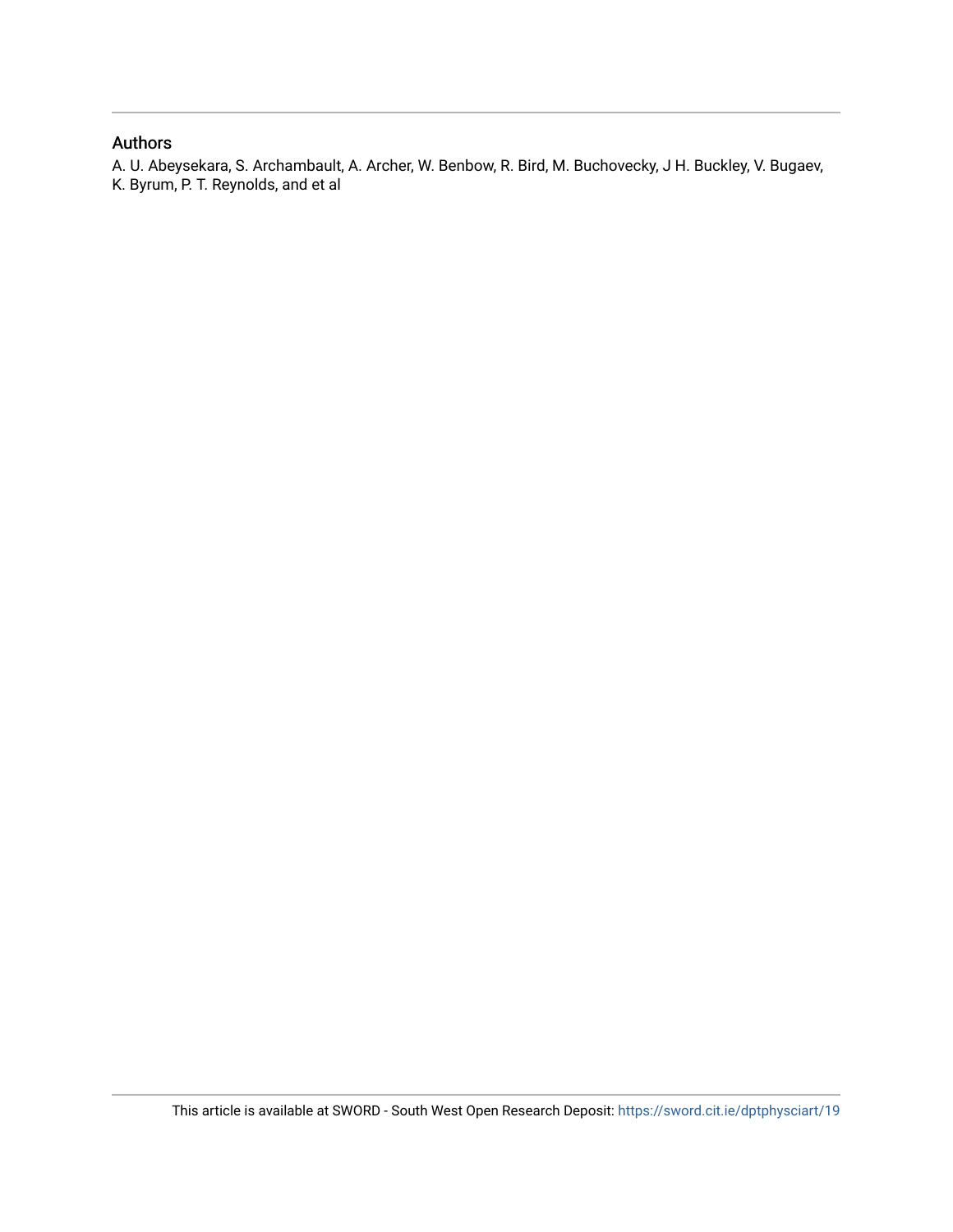## Authors

A. U. Abeysekara, S. Archambault, A. Archer, W. Benbow, R. Bird, M. Buchovecky, J H. Buckley, V. Bugaev, K. Byrum, P. T. Reynolds, and et al

This article is available at SWORD - South West Open Research Deposit: https://sword.cit.ie/dptphysciart/19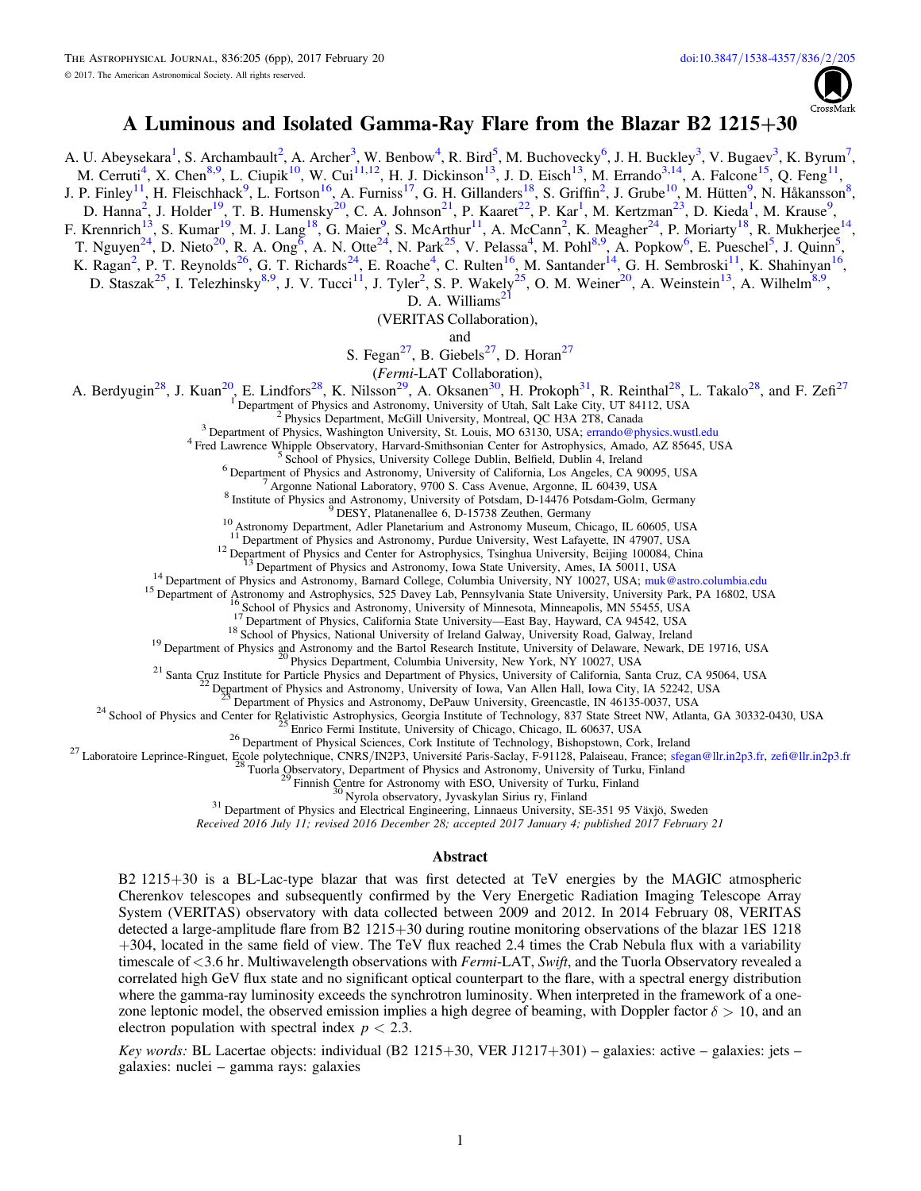# A Luminous and Isolated Gamma-Ray Flare from the Blazar B2 1215+30

A. U. Abeysekara[1], S. Archambault[2], A. Archer[3], W. Benbow[4], R. Bird[5], M. Buchovecky[6], J. H. Buckley[3], V. Bugaev[3], K. Byrum[7], M. Cerruti[4], X. Chen[8,9], L. Ciupik[10], W. Cui[11,12], H. J. Dickinson[13], J. D. Eisch[13], M. Errando[3,14], A. Falcone[15], Q. Feng[11], J. P. Finley[11], H. Fleischhack[9], L. Fortson[16], A. Furniss[17], G. H. Gillanders[18], S. Griffin[2], J. Grube[10], M. Hütten[9], N. Håkansson[8], D. Hanna[2], J. Holder[19], T. B. Humensky[20], C. A. Johnson[21], P. Kaaret[22], P. Kar[1], M. Kertzman[23], D. Kieda[1], M. Krause[9], F. Krennrich[13], S. Kumar[19], M. J. Lang[18], G. Maier[9], S. McArthur[11], A. McCann[2], K. Meagher[24], P. Moriarty[18], R. Mukherjee[14], T. Nguyen[24], D. Nieto[20], R. A. Ong[6], A. N. Otte[24], N. Park[25], V. Pelassa[4], M. Pohl[8,9], A. Popkow[6], E. Pueschel[5], J. Quinn[5], K. Ragan[2], P. T. Reynolds[26], G. T. Richards[24], E. Roache[4], C. Rulten[16], M. Santander[14], G. H. Sembroski[11], K. Shahinyan[16], D. Staszak[25], I. Telezhinsky[8,9], J. V. Tucci[11], J. Tyler[2], S. P. Wakely[25], O. M. Weiner[20], A. Weinstein[13], A. Wilhelm[8,9], D. A. Williams[21]

(VERITAS Collaboration),

and

S. Fegan[27], B. Giebels[27], D. Horan[27]

(*Fermi*-LAT Collaboration),

A. Berdyugin[28], J. Kuan[20], E. Lindfors[28], K. Nilsson[29], A. Oksanen[30], H. Prokoph[31], R. Reinthal[28], L. Takalo[28], and F. Zefi[27]

[1] Department of Physics and Astronomy, University of Utah, Salt Lake City, UT 84112, USA
[2] Physics Department, McGill University, Montreal, QC H3A 2T8, Canada
[3] Department of Physics, Washington University, St. Louis, MO 63130, USA; errando@physics.wustl.edu
[4] Fred Lawrence Whipple Observatory, Harvard-Smithsonian Center for Astrophysics, Amado, AZ 85645, USA
[5] School of Physics, University College Dublin, Belfield, Dublin 4, Ireland
[6] Department of Physics and Astronomy, University of California, Los Angeles, CA 90095, USA
[7] Argonne National Laboratory, 9700 S. Cass Avenue, Argonne, IL 60439, USA
[8] Institute of Physics and Astronomy, University of Potsdam, D-14476 Potsdam-Golm, Germany
[9] DESY, Platanenallee 6, D-15738 Zeuthen, Germany
[10] Astronomy Department, Adler Planetarium and Astronomy Museum, Chicago, IL 60605, USA
[11] Department of Physics and Astronomy, Purdue University, West Lafayette, IN 47907, USA
[12] Department of Physics and Center for Astrophysics, Tsinghua University, Beijing 100084, China
[13] Department of Physics and Astronomy, Iowa State University, Ames, IA 50011, USA
[14] Department of Physics and Astronomy, Barnard College, Columbia University, NY 10027, USA; muk@astro.columbia.edu
[15] Department of Astronomy and Astrophysics, 525 Davey Lab, Pennsylvania State University, University Park, PA 16802, USA
[16] School of Physics and Astronomy, University of Minnesota, Minneapolis, MN 55455, USA
[17] Department of Physics, California State University—East Bay, Hayward, CA 94542, USA
[18] School of Physics, National University of Ireland Galway, University Road, Galway, Ireland
[19] Department of Physics and Astronomy and the Bartol Research Institute, University of Delaware, Newark, DE 19716, USA
[20] Physics Department, Columbia University, New York, NY 10027, USA
[21] Santa Cruz Institute for Particle Physics and Department of Physics, University of California, Santa Cruz, CA 95064, USA
[22] Department of Physics and Astronomy, University of Iowa, Van Allen Hall, Iowa City, IA 52242, USA
[23] Department of Physics and Astronomy, DePauw University, Greencastle, IN 46135-0037, USA
[24] School of Physics and Center for Relativistic Astrophysics, Georgia Institute of Technology, 837 State Street NW, Atlanta, GA 30332-0430, USA
[25] Enrico Fermi Institute, University of Chicago, Chicago, IL 60637, USA
[26] Department of Physical Sciences, Cork Institute of Technology, Bishopstown, Cork, Ireland
[27] Laboratoire Leprince-Ringuet, Ecole polytechnique, CNRS/IN2P3, Université Paris-Saclay, F-91128, Palaiseau, France; sfegan@llr.in2p3.fr, zefi@llr.in2p3.fr
[28] Tuorla Observatory, Department of Physics and Astronomy, University of Turku, Finland
[29] Finnish Centre for Astronomy with ESO, University of Turku, Finland
[30] Nyrola observatory, Jyvaskylan Sirius ry, Finland
[31] Department of Physics and Electrical Engineering, Linnaeus University, SE-351 95 Växjö, Sweden

*Received 2016 July 11; revised 2016 December 28; accepted 2017 January 4; published 2017 February 21*

## Abstract

B2 1215+30 is a BL-Lac-type blazar that was first detected at TeV energies by the MAGIC atmospheric Cherenkov telescopes and subsequently confirmed by the Very Energetic Radiation Imaging Telescope Array System (VERITAS) observatory with data collected between 2009 and 2012. In 2014 February 08, VERITAS detected a large-amplitude flare from B2 1215+30 during routine monitoring observations of the blazar 1ES 1218+304, located in the same field of view. The TeV flux reached 2.4 times the Crab Nebula flux with a variability timescale of <3.6 hr. Multiwavelength observations with *Fermi*-LAT, *Swift*, and the Tuorla Observatory revealed a correlated high GeV flux state and no significant optical counterpart to the flare, with a spectral energy distribution where the gamma-ray luminosity exceeds the synchrotron luminosity. When interpreted in the framework of a one-zone leptonic model, the observed emission implies a high degree of beaming, with Doppler factor $\delta > 10$, and an electron population with spectral index $p < 2.3$.

*Key words:* BL Lacertae objects: individual (B2 1215+30, VER J1217+301) – galaxies: active – galaxies: jets – galaxies: nuclei – gamma rays: galaxies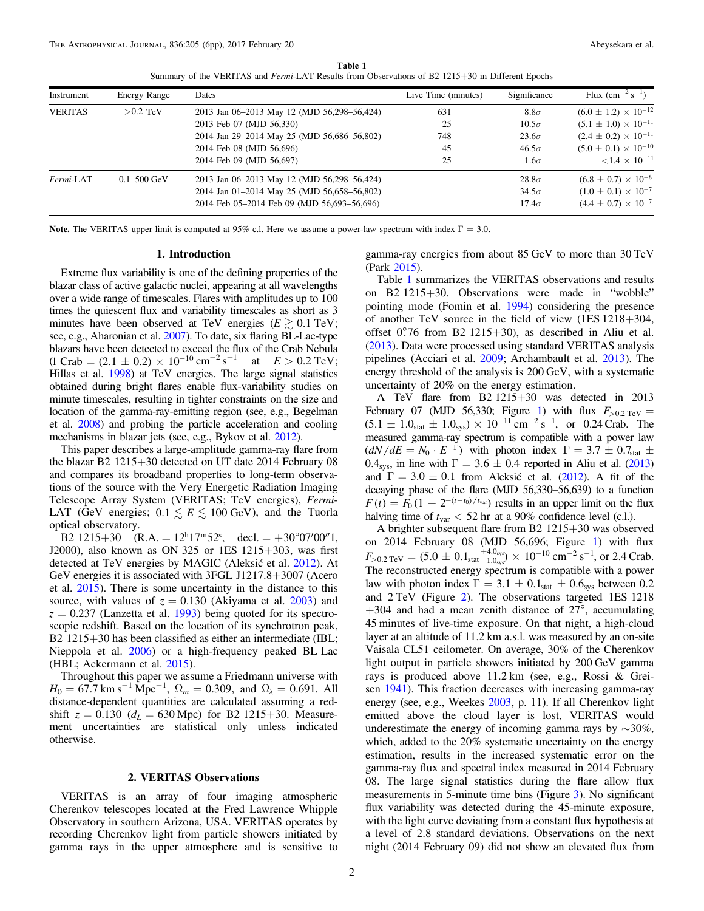**Table 1**
Summary of the VERITAS and *Fermi*-LAT Results from Observations of B2 1215+30 in Different Epochs

| Instrument | Energy Range | Dates | Live Time (minutes) | Significance | Flux ($\mathrm{cm^{-2}\,s^{-1}}$) |
|---|---|---|---|---|---|
| VERITAS | >0.2 TeV | 2013 Jan 06–2013 May 12 (MJD 56,298–56,424) | 631 | 8.8$\sigma$ | $(6.0 \pm 1.2) \times 10^{-12}$ |
| | | 2013 Feb 07 (MJD 56,330) | 25 | 10.5$\sigma$ | $(5.1 \pm 1.0) \times 10^{-11}$ |
| | | 2014 Jan 29–2014 May 25 (MJD 56,686–56,802) | 748 | 23.6$\sigma$ | $(2.4 \pm 0.2) \times 10^{-11}$ |
| | | 2014 Feb 08 (MJD 56,696) | 45 | 46.5$\sigma$ | $(5.0 \pm 0.1) \times 10^{-10}$ |
| | | 2014 Feb 09 (MJD 56,697) | 25 | 1.6$\sigma$ | $<1.4 \times 10^{-11}$ |
| *Fermi*-LAT | 0.1–500 GeV | 2013 Jan 06–2013 May 12 (MJD 56,298–56,424) | | 28.8$\sigma$ | $(6.8 \pm 0.7) \times 10^{-8}$ |
| | | 2014 Jan 01–2014 May 25 (MJD 56,658–56,802) | | 34.5$\sigma$ | $(1.0 \pm 0.1) \times 10^{-7}$ |
| | | 2014 Feb 05–2014 Feb 09 (MJD 56,693–56,696) | | 17.4$\sigma$ | $(4.4 \pm 0.7) \times 10^{-7}$ |

**Note.** The VERITAS upper limit is computed at 95% c.l. Here we assume a power-law spectrum with index $\Gamma = 3.0$.

## 1. Introduction

Extreme flux variability is one of the defining properties of the blazar class of active galactic nuclei, appearing at all wavelengths over a wide range of timescales. Flares with amplitudes up to 100 times the quiescent flux and variability timescales as short as 3 minutes have been observed at TeV energies ($E \gtrsim 0.1$ TeV; see, e.g., Aharonian et al. 2007). To date, six flaring BL-Lac-type blazars have been detected to exceed the flux of the Crab Nebula (1 Crab $= (2.1 \pm 0.2) \times 10^{-10}\,\mathrm{cm^{-2}\,s^{-1}}$ at $E > 0.2$ TeV; Hillas et al. 1998) at TeV energies. The large signal statistics obtained during bright flares enable flux-variability studies on minute timescales, resulting in tighter constraints on the size and location of the gamma-ray-emitting region (see, e.g., Begelman et al. 2008) and probing the particle acceleration and cooling mechanisms in blazar jets (see, e.g., Bykov et al. 2012).

This paper describes a large-amplitude gamma-ray flare from the blazar B2 1215+30 detected on UT date 2014 February 08 and compares its broadband properties to long-term observations of the source with the Very Energetic Radiation Imaging Telescope Array System (VERITAS; TeV energies), *Fermi*-LAT (GeV energies; $0.1 \lesssim E \lesssim 100$ GeV), and the Tuorla optical observatory.

B2 1215+30 (R.A. $= 12^{\mathrm{h}}17^{\mathrm{m}}52^{\mathrm{s}}$, decl. $= +30°07'00''1$, J2000), also known as ON 325 or 1ES 1215+303, was first detected at TeV energies by MAGIC (Aleksić et al. 2012). At GeV energies it is associated with 3FGL J1217.8+3007 (Acero et al. 2015). There is some uncertainty in the distance to this source, with values of $z = 0.130$ (Akiyama et al. 2003) and $z = 0.237$ (Lanzetta et al. 1993) being quoted for its spectroscopic redshift. Based on the location of its synchrotron peak, B2 1215+30 has been classified as either an intermediate (IBL; Nieppola et al. 2006) or a high-frequency peaked BL Lac (HBL; Ackermann et al. 2015).

Throughout this paper we assume a Friedmann universe with $H_0 = 67.7\,\mathrm{km\,s^{-1}\,Mpc^{-1}}$, $\Omega_m = 0.309$, and $\Omega_\lambda = 0.691$. All distance-dependent quantities are calculated assuming a redshift $z = 0.130$ ($d_L = 630$ Mpc) for B2 1215+30. Measurement uncertainties are statistical only unless indicated otherwise.

## 2. VERITAS Observations

VERITAS is an array of four imaging atmospheric Cherenkov telescopes located at the Fred Lawrence Whipple Observatory in southern Arizona, USA. VERITAS operates by recording Cherenkov light from particle showers initiated by gamma rays in the upper atmosphere and is sensitive to gamma-ray energies from about 85 GeV to more than 30 TeV (Park 2015).

Table 1 summarizes the VERITAS observations and results on B2 1215+30. Observations were made in "wobble" pointing mode (Fomin et al. 1994) considering the presence of another TeV source in the field of view (1ES 1218+304, offset 0°.76 from B2 1215+30), as described in Aliu et al. (2013). Data were processed using standard VERITAS analysis pipelines (Acciari et al. 2009; Archambault et al. 2013). The energy threshold of the analysis is 200 GeV, with a systematic uncertainty of 20% on the energy estimation.

A TeV flare from B2 1215+30 was detected in 2013 February 07 (MJD 56,330; Figure 1) with flux $F_{>0.2\,\mathrm{TeV}} = (5.1 \pm 1.0_{\mathrm{stat}} \pm 1.0_{\mathrm{sys}}) \times 10^{-11}\,\mathrm{cm^{-2}\,s^{-1}}$, or 0.24 Crab. The measured gamma-ray spectrum is compatible with a power law ($dN/dE = N_0 \cdot E^{-\Gamma}$) with photon index $\Gamma = 3.7 \pm 0.7_{\mathrm{stat}} \pm 0.4_{\mathrm{sys}}$, in line with $\Gamma = 3.6 \pm 0.4$ reported in Aliu et al. (2013) and $\Gamma = 3.0 \pm 0.1$ from Aleksić et al. (2012). A fit of the decaying phase of the flare (MJD 56,330–56,639) to a function $F(t) = F_0(1 + 2^{-(t-t_0)/t_{\mathrm{var}}})$ results in an upper limit on the flux halving time of $t_{\mathrm{var}} < 52$ hr at a 90% confidence level (c.l.).

A brighter subsequent flare from B2 1215+30 was observed on 2014 February 08 (MJD 56,696; Figure 1) with flux $F_{>0.2\,\mathrm{TeV}} = (5.0 \pm 0.1_{\mathrm{stat}}{}^{+4.0_{\mathrm{sys}}}_{-1.0_{\mathrm{sys}}}) \times 10^{-10}\,\mathrm{cm^{-2}\,s^{-1}}$, or 2.4 Crab. The reconstructed energy spectrum is compatible with a power law with photon index $\Gamma = 3.1 \pm 0.1_{\mathrm{stat}} \pm 0.6_{\mathrm{sys}}$ between 0.2 and 2 TeV (Figure 2). The observations targeted 1ES 1218+304 and had a mean zenith distance of 27°, accumulating 45 minutes of live-time exposure. On that night, a high-cloud layer at an altitude of 11.2 km a.s.l. was measured by an on-site Vaisala CL51 ceilometer. On average, 30% of the Cherenkov light output in particle showers initiated by 200 GeV gamma rays is produced above 11.2 km (see, e.g., Rossi & Greisen 1941). This fraction decreases with increasing gamma-ray energy (see, e.g., Weekes 2003, p. 11). If all Cherenkov light emitted above the cloud layer is lost, VERITAS would underestimate the energy of incoming gamma rays by ~30%, which, added to the 20% systematic uncertainty on the energy estimation, results in the increased systematic error on the gamma-ray flux and spectral index measured in 2014 February 08. The large signal statistics during the flare allow flux measurements in 5-minute time bins (Figure 3). No significant flux variability was detected during the 45-minute exposure, with the light curve deviating from a constant flux hypothesis at a level of 2.8 standard deviations. Observations on the next night (2014 February 09) did not show an elevated flux from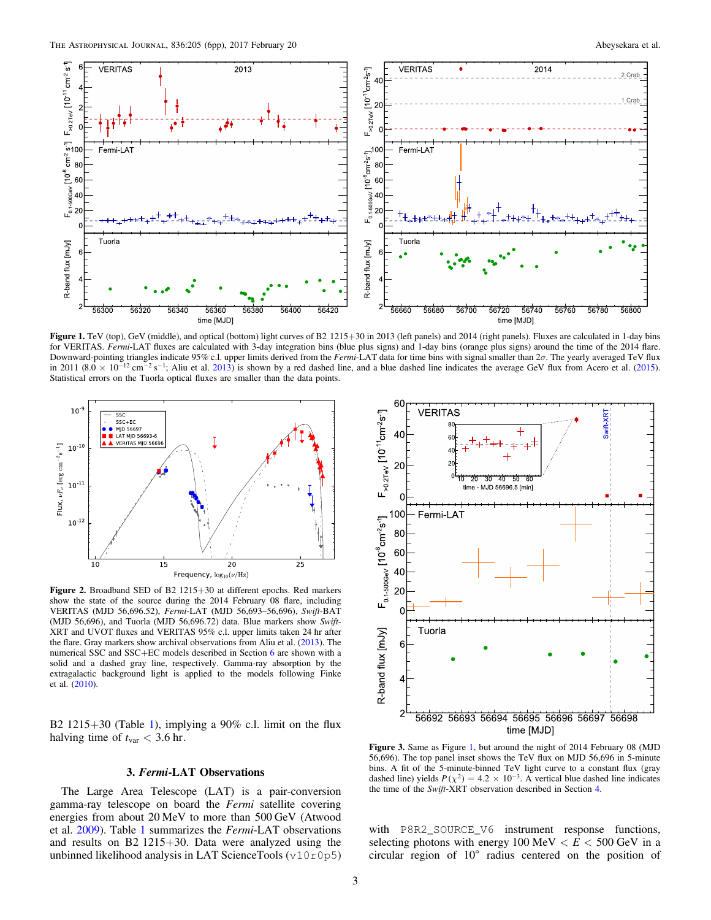**Figure 1.** TeV (top), GeV (middle), and optical (bottom) light curves of B2 1215+30 in 2013 (left panels) and 2014 (right panels). Fluxes are calculated in 1-day bins for VERITAS. *Fermi*-LAT fluxes are calculated with 3-day integration bins (blue plus signs) and 1-day bins (orange plus signs) around the time of the 2014 flare. Downward-pointing triangles indicate 95% c.l. upper limits derived from the *Fermi*-LAT data for time bins with signal smaller than $2\sigma$. The yearly averaged TeV flux in 2011 ($8.0 \times 10^{-12}$ cm$^{-2}$ s$^{-1}$; Aliu et al. 2013) is shown by a red dashed line, and a blue dashed line indicates the average GeV flux from Acero et al. (2015). Statistical errors on the Tuorla optical fluxes are smaller than the data points.

**Figure 2.** Broadband SED of B2 1215+30 at different epochs. Red markers show the state of the source during the 2014 February 08 flare, including VERITAS (MJD 56,696.52), *Fermi*-LAT (MJD 56,693–56,696), *Swift*-BAT (MJD 56,696), and Tuorla (MJD 56,696.72) data. Blue markers show *Swift*-XRT and UVOT fluxes and VERITAS 95% c.l. upper limits taken 24 hr after the flare. Gray markers show archival observations from Aliu et al. (2013). The numerical SSC and SSC+EC models described in Section 6 are shown with a solid and a dashed gray line, respectively. Gamma-ray absorption by the extragalactic background light is applied to the models following Finke et al. (2010).

B2 1215+30 (Table 1), implying a 90% c.l. limit on the flux halving time of $t_{\rm var} < 3.6$ hr.

## 3. *Fermi*-LAT Observations

The Large Area Telescope (LAT) is a pair-conversion gamma-ray telescope on board the *Fermi* satellite covering energies from about 20 MeV to more than 500 GeV (Atwood et al. 2009). Table 1 summarizes the *Fermi*-LAT observations and results on B2 1215+30. Data were analyzed using the unbinned likelihood analysis in LAT ScienceTools (v10r0p5) with P8R2_SOURCE_V6 instrument response functions, selecting photons with energy 100 MeV $< E <$ 500 GeV in a circular region of 10° radius centered on the position of

**Figure 3.** Same as Figure 1, but around the night of 2014 February 08 (MJD 56,696). The top panel inset shows the TeV flux on MJD 56,696 in 5-minute bins. A fit of the 5-minute-binned TeV light curve to a constant flux (gray dashed line) yields $P(\chi^2) = 4.2 \times 10^{-3}$. A vertical blue dashed line indicates the time of the *Swift*-XRT observation described in Section 4.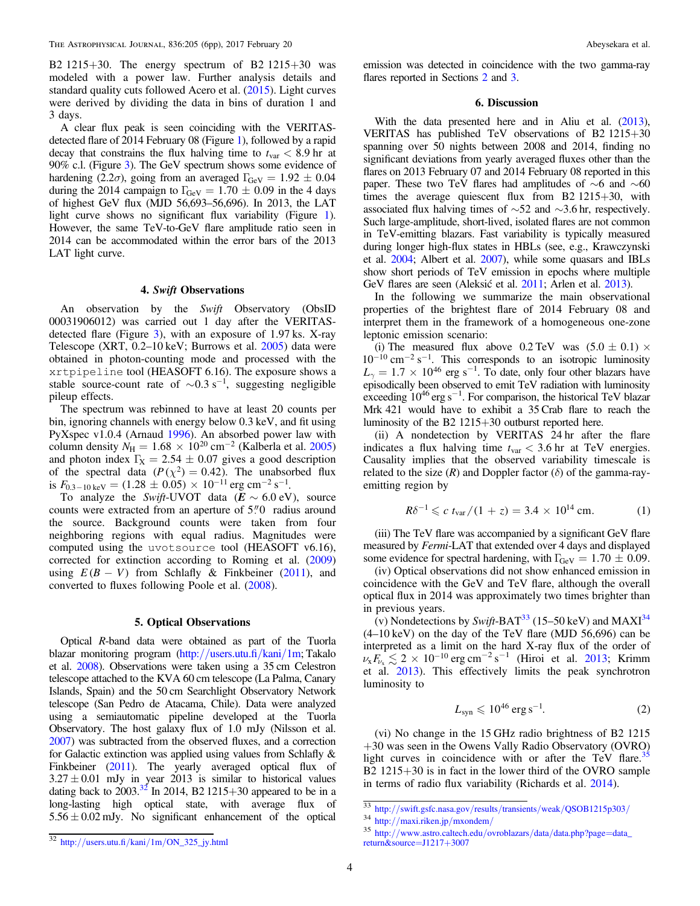B2 1215+30. The energy spectrum of B2 1215+30 was modeled with a power law. Further analysis details and standard quality cuts followed Acero et al. (2015). Light curves were derived by dividing the data in bins of duration 1 and 3 days.

A clear flux peak is seen coinciding with the VERITAS-detected flare of 2014 February 08 (Figure 1), followed by a rapid decay that constrains the flux halving time to $t_{\rm var} < 8.9$ hr at 90% c.l. (Figure 3). The GeV spectrum shows some evidence of hardening (2.2σ), going from an averaged $\Gamma_{\rm GeV} = 1.92 \pm 0.04$ during the 2014 campaign to $\Gamma_{\rm GeV} = 1.70 \pm 0.09$ in the 4 days of highest GeV flux (MJD 56,693–56,696). In 2013, the LAT light curve shows no significant flux variability (Figure 1). However, the same TeV-to-GeV flare amplitude ratio seen in 2014 can be accommodated within the error bars of the 2013 LAT light curve.

## 4. *Swift* Observations

An observation by the *Swift* Observatory (ObsID 00031906012) was carried out 1 day after the VERITAS-detected flare (Figure 3), with an exposure of 1.97 ks. X-ray Telescope (XRT, 0.2–10 keV; Burrows et al. 2005) data were obtained in photon-counting mode and processed with the xrtpipeline tool (HEASOFT 6.16). The exposure shows a stable source-count rate of $\sim 0.3\ {\rm s}^{-1}$, suggesting negligible pileup effects.

The spectrum was rebinned to have at least 20 counts per bin, ignoring channels with energy below 0.3 keV, and fit using PyXspec v1.0.4 (Arnaud 1996). An absorbed power law with column density $N_{\rm H} = 1.68 \times 10^{20}\ {\rm cm}^{-2}$ (Kalberla et al. 2005) and photon index $\Gamma_{\rm X} = 2.54 \pm 0.07$ gives a good description of the spectral data ($P(\chi^2) = 0.42$). The unabsorbed flux is $F_{0.3-10\ {\rm keV}} = (1.28 \pm 0.05) \times 10^{-11}\ {\rm erg\ cm}^{-2}\ {\rm s}^{-1}$.

To analyze the *Swift*-UVOT data ($E \sim 6.0$ eV), source counts were extracted from an aperture of 5″0 radius around the source. Background counts were taken from four neighboring regions with equal radius. Magnitudes were computed using the uvotsource tool (HEASOFT v6.16), corrected for extinction according to Roming et al. (2009) using $E(B-V)$ from Schlafly & Finkbeiner (2011), and converted to fluxes following Poole et al. (2008).

## 5. Optical Observations

Optical *R*-band data were obtained as part of the Tuorla blazar monitoring program (http://users.utu.fi/kani/1m; Takalo et al. 2008). Observations were taken using a 35 cm Celestron telescope attached to the KVA 60 cm telescope (La Palma, Canary Islands, Spain) and the 50 cm Searchlight Observatory Network telescope (San Pedro de Atacama, Chile). Data were analyzed using a semiautomatic pipeline developed at the Tuorla Observatory. The host galaxy flux of 1.0 mJy (Nilsson et al. 2007) was subtracted from the observed fluxes, and a correction for Galactic extinction was applied using values from Schlafly & Finkbeiner (2011). The yearly averaged optical flux of $3.27 \pm 0.01$ mJy in year 2013 is similar to historical values dating back to 2003.[32] In 2014, B2 1215+30 appeared to be in a long-lasting high optical state, with average flux of $5.56 \pm 0.02$ mJy. No significant enhancement of the optical emission was detected in coincidence with the two gamma-ray flares reported in Sections 2 and 3.

## 6. Discussion

With the data presented here and in Aliu et al. (2013), VERITAS has published TeV observations of B2 1215+30 spanning over 50 nights between 2008 and 2014, finding no significant deviations from yearly averaged fluxes other than the flares on 2013 February 07 and 2014 February 08 reported in this paper. These two TeV flares had amplitudes of ~6 and ~60 times the average quiescent flux from B2 1215+30, with associated flux halving times of ~52 and ~3.6 hr, respectively. Such large-amplitude, short-lived, isolated flares are not common in TeV-emitting blazars. Fast variability is typically measured during longer high-flux states in HBLs (see, e.g., Krawczynski et al. 2004; Albert et al. 2007), while some quasars and IBLs show short periods of TeV emission in epochs where multiple GeV flares are seen (Aleksić et al. 2011; Arlen et al. 2013).

In the following we summarize the main observational properties of the brightest flare of 2014 February 08 and interpret them in the framework of a homogeneous one-zone leptonic emission scenario:

(i) The measured flux above 0.2 TeV was $(5.0 \pm 0.1) \times 10^{-10}\ {\rm cm}^{-2}\ {\rm s}^{-1}$. This corresponds to an isotropic luminosity $L_\gamma = 1.7 \times 10^{46}\ {\rm erg\ s}^{-1}$. To date, only four other blazars have episodically been observed to emit TeV radiation with luminosity exceeding $10^{46}\ {\rm erg\ s}^{-1}$. For comparison, the historical TeV blazar Mrk 421 would have to exhibit a 35 Crab flare to reach the luminosity of the B2 1215+30 outburst reported here.

(ii) A nondetection by VERITAS 24 hr after the flare indicates a flux halving time $t_{\rm var} < 3.6$ hr at TeV energies. Causality implies that the observed variability timescale is related to the size ($R$) and Doppler factor ($\delta$) of the gamma-ray-emitting region by

$$R\delta^{-1} \leqslant c\ t_{\rm var}/(1+z) = 3.4 \times 10^{14}\ {\rm cm}. \tag{1}$$

(iii) The TeV flare was accompanied by a significant GeV flare measured by *Fermi*-LAT that extended over 4 days and displayed some evidence for spectral hardening, with $\Gamma_{\rm GeV} = 1.70 \pm 0.09$.

(iv) Optical observations did not show enhanced emission in coincidence with the GeV and TeV flare, although the overall optical flux in 2014 was approximately two times brighter than in previous years.

(v) Nondetections by *Swift*-BAT[33] (15–50 keV) and MAXI[34] (4–10 keV) on the day of the TeV flare (MJD 56,696) can be interpreted as a limit on the hard X-ray flux of the order of $\nu_{\rm x} F_{\nu_{\rm x}} \lesssim 2 \times 10^{-10}\ {\rm erg\ cm}^{-2}\ {\rm s}^{-1}$ (Hiroi et al. 2013; Krimm et al. 2013). This effectively limits the peak synchrotron luminosity to

$$L_{\rm syn} \leqslant 10^{46}\ {\rm erg\ s}^{-1}. \tag{2}$$

(vi) No change in the 15 GHz radio brightness of B2 1215+30 was seen in the Owens Valley Radio Observatory (OVRO) light curves in coincidence with or after the TeV flare.[35] B2 1215+30 is in fact in the lower third of the OVRO sample in terms of radio flux variability (Richards et al. 2014).

[32] http://users.utu.fi/kani/1m/ON_325_jy.html

[33] http://swift.gsfc.nasa.gov/results/transients/weak/QSOB1215p303/

[34] http://maxi.riken.jp/mxondem/

[35] http://www.astro.caltech.edu/ovroblazars/data/data.php?page=data_return&source=J1217+3007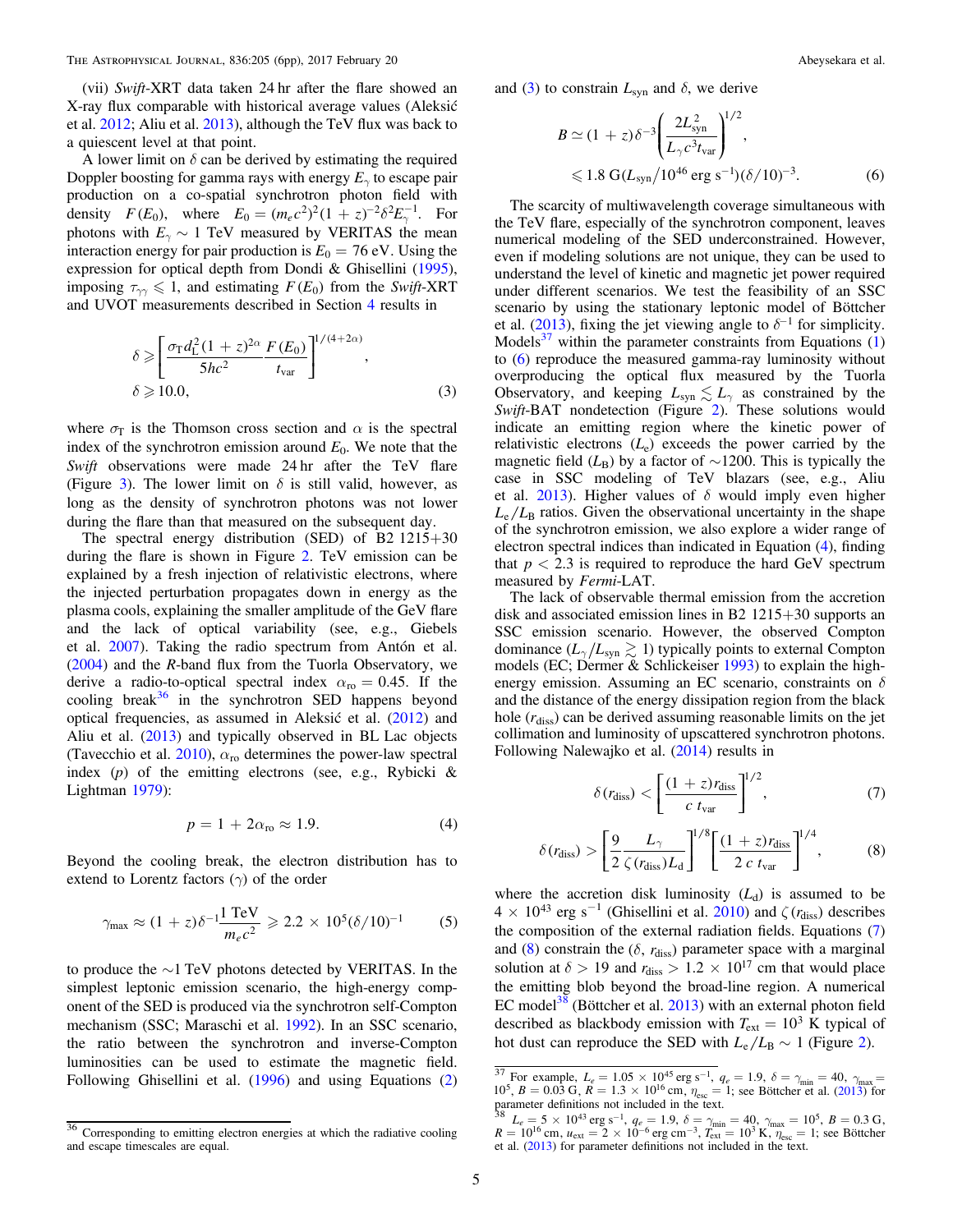(vii) *Swift*-XRT data taken 24 hr after the flare showed an X-ray flux comparable with historical average values (Aleksić et al. 2012; Aliu et al. 2013), although the TeV flux was back to a quiescent level at that point.

A lower limit on $\delta$ can be derived by estimating the required Doppler boosting for gamma rays with energy $E_\gamma$ to escape pair production on a co-spatial synchrotron photon field with density $F(E_0)$, where $E_0 = (m_e c^2)^2 (1+z)^{-2} \delta^2 E_\gamma^{-1}$. For photons with $E_\gamma \sim 1$ TeV measured by VERITAS the mean interaction energy for pair production is $E_0 = 76$ eV. Using the expression for optical depth from Dondi & Ghisellini (1995), imposing $\tau_{\gamma\gamma} \leqslant 1$, and estimating $F(E_0)$ from the *Swift*-XRT and UVOT measurements described in Section 4 results in

$$\delta \geqslant \left[ \frac{\sigma_T d_L^2 (1+z)^{2\alpha}}{5hc^2} \frac{F(E_0)}{t_{\rm var}} \right]^{1/(4+2\alpha)},$$
$$\delta \geqslant 10.0, \tag{3}$$

where $\sigma_T$ is the Thomson cross section and $\alpha$ is the spectral index of the synchrotron emission around $E_0$. We note that the *Swift* observations were made 24 hr after the TeV flare (Figure 3). The lower limit on $\delta$ is still valid, however, as long as the density of synchrotron photons was not lower during the flare than that measured on the subsequent day.

The spectral energy distribution (SED) of B2 1215+30 during the flare is shown in Figure 2. TeV emission can be explained by a fresh injection of relativistic electrons, where the injected perturbation propagates down in energy as the plasma cools, explaining the smaller amplitude of the GeV flare and the lack of optical variability (see, e.g., Giebels et al. 2007). Taking the radio spectrum from Antón et al. (2004) and the *R*-band flux from the Tuorla Observatory, we derive a radio-to-optical spectral index $\alpha_{\rm ro} = 0.45$. If the cooling break[36] in the synchrotron SED happens beyond optical frequencies, as assumed in Aleksić et al. (2012) and Aliu et al. (2013) and typically observed in BL Lac objects (Tavecchio et al. 2010), $\alpha_{\rm ro}$ determines the power-law spectral index ($p$) of the emitting electrons (see, e.g., Rybicki & Lightman 1979):

$$p = 1 + 2\alpha_{\rm ro} \approx 1.9. \tag{4}$$

Beyond the cooling break, the electron distribution has to extend to Lorentz factors ($\gamma$) of the order

$$\gamma_{\rm max} \approx (1+z)\delta^{-1} \frac{1\ {\rm TeV}}{m_e c^2} \geqslant 2.2 \times 10^5 (\delta/10)^{-1} \tag{5}$$

to produce the $\sim$1 TeV photons detected by VERITAS. In the simplest leptonic emission scenario, the high-energy component of the SED is produced via the synchrotron self-Compton mechanism (SSC; Maraschi et al. 1992). In an SSC scenario, the ratio between the synchrotron and inverse-Compton luminosities can be used to estimate the magnetic field. Following Ghisellini et al. (1996) and using Equations (2) and (3) to constrain $L_{\rm syn}$ and $\delta$, we derive

$$B \simeq (1+z)\delta^{-3} \left( \frac{2L_{\rm syn}^2}{L_\gamma c^3 t_{\rm var}} \right)^{1/2},$$
$$\leqslant 1.8\ {\rm G}(L_{\rm syn}/10^{46}\ {\rm erg\ s^{-1}})(\delta/10)^{-3}. \tag{6}$$

The scarcity of multiwavelength coverage simultaneous with the TeV flare, especially of the synchrotron component, leaves numerical modeling of the SED underconstrained. However, even if modeling solutions are not unique, they can be used to understand the level of kinetic and magnetic jet power required under different scenarios. We test the feasibility of an SSC scenario by using the stationary leptonic model of Böttcher et al. (2013), fixing the jet viewing angle to $\delta^{-1}$ for simplicity. Models[37] within the parameter constraints from Equations (1) to (6) reproduce the measured gamma-ray luminosity without overproducing the optical flux measured by the Tuorla Observatory, and keeping $L_{\rm syn} \lesssim L_\gamma$ as constrained by the *Swift*-BAT nondetection (Figure 2). These solutions would indicate an emitting region where the kinetic power of relativistic electrons ($L_e$) exceeds the power carried by the magnetic field ($L_B$) by a factor of $\sim$1200. This is typically the case in SSC modeling of TeV blazars (see, e.g., Aliu et al. 2013). Higher values of $\delta$ would imply even higher $L_e/L_B$ ratios. Given the observational uncertainty in the shape of the synchrotron emission, we also explore a wider range of electron spectral indices than indicated in Equation (4), finding that $p < 2.3$ is required to reproduce the hard GeV spectrum measured by *Fermi*-LAT.

The lack of observable thermal emission from the accretion disk and associated emission lines in B2 1215+30 supports an SSC emission scenario. However, the observed Compton dominance ($L_\gamma/L_{\rm syn} \gtrsim 1$) typically points to external Compton models (EC; Dermer & Schlickeiser 1993) to explain the high-energy emission. Assuming an EC scenario, constraints on $\delta$ and the distance of the energy dissipation region from the black hole ($r_{\rm diss}$) can be derived assuming reasonable limits on the jet collimation and luminosity of upscattered synchrotron photons. Following Nalewajko et al. (2014) results in

$$\delta(r_{\rm diss}) < \left[ \frac{(1+z) r_{\rm diss}}{c\ t_{\rm var}} \right]^{1/2}, \tag{7}$$

$$\delta(r_{\rm diss}) > \left[ \frac{9}{2} \frac{L_\gamma}{\zeta(r_{\rm diss}) L_{\rm d}} \right]^{1/8} \left[ \frac{(1+z) r_{\rm diss}}{2\ c\ t_{\rm var}} \right]^{1/4}, \tag{8}$$

where the accretion disk luminosity ($L_{\rm d}$) is assumed to be $4 \times 10^{43}$ erg s$^{-1}$ (Ghisellini et al. 2010) and $\zeta(r_{\rm diss})$ describes the composition of the external radiation fields. Equations (7) and (8) constrain the ($\delta$, $r_{\rm diss}$) parameter space with a marginal solution at $\delta > 19$ and $r_{\rm diss} > 1.2 \times 10^{17}$ cm that would place the emitting blob beyond the broad-line region. A numerical EC model[38] (Böttcher et al. 2013) with an external photon field described as blackbody emission with $T_{\rm ext} = 10^3$ K typical of hot dust can reproduce the SED with $L_e/L_B \sim 1$ (Figure 2).

---

[36] Corresponding to emitting electron energies at which the radiative cooling and escape timescales are equal.

[37] For example, $L_e = 1.05 \times 10^{45}$ erg s$^{-1}$, $q_e = 1.9$, $\delta = \gamma_{\rm min} = 40$, $\gamma_{\rm max} = 10^5$, $B = 0.03$ G, $R = 1.3 \times 10^{16}$ cm, $\eta_{\rm esc} = 1$; see Böttcher et al. (2013) for parameter definitions not included in the text.

[38] $L_e = 5 \times 10^{43}$ erg s$^{-1}$, $q_e = 1.9$, $\delta = \gamma_{\rm min} = 40$, $\gamma_{\rm max} = 10^5$, $B = 0.3$ G, $R = 10^{16}$ cm, $u_{\rm ext} = 2 \times 10^{-6}$ erg cm$^{-3}$, $T_{\rm ext} = 10^3$ K, $\eta_{\rm esc} = 1$; see Böttcher et al. (2013) for parameter definitions not included in the text.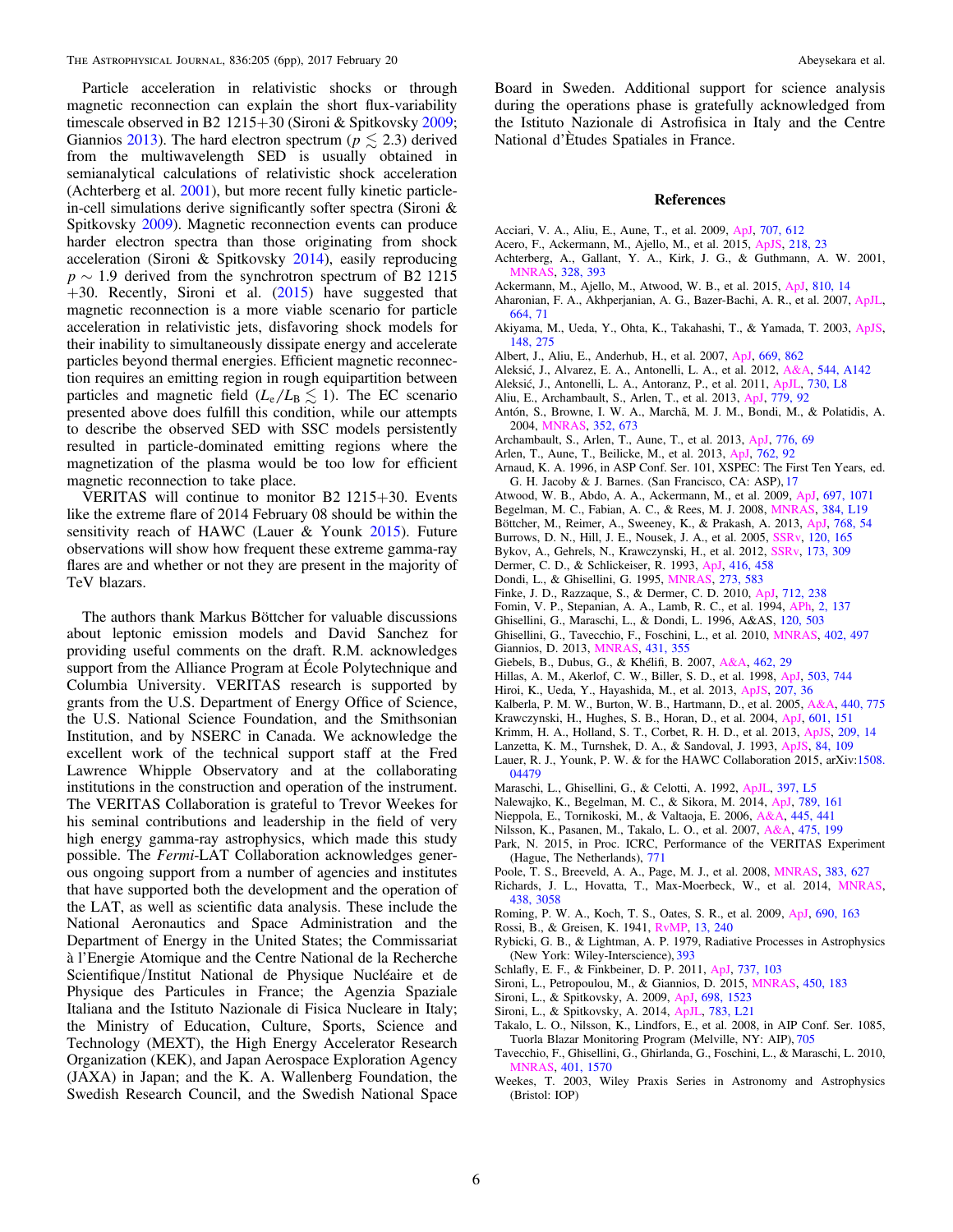Particle acceleration in relativistic shocks or through magnetic reconnection can explain the short flux-variability timescale observed in B2 1215+30 (Sironi & Spitkovsky 2009; Giannios 2013). The hard electron spectrum ($p \lesssim 2.3$) derived from the multiwavelength SED is usually obtained in semianalytical calculations of relativistic shock acceleration (Achterberg et al. 2001), but more recent fully kinetic particle-in-cell simulations derive significantly softer spectra (Sironi & Spitkovsky 2009). Magnetic reconnection events can produce harder electron spectra than those originating from shock acceleration (Sironi & Spitkovsky 2014), easily reproducing $p \sim 1.9$ derived from the synchrotron spectrum of B2 1215+30. Recently, Sironi et al. (2015) have suggested that magnetic reconnection is a more viable scenario for particle acceleration in relativistic jets, disfavoring shock models for their inability to simultaneously dissipate energy and accelerate particles beyond thermal energies. Efficient magnetic reconnection requires an emitting region in rough equipartition between particles and magnetic field ($L_e/L_B \lesssim 1$). The EC scenario presented above does fulfill this condition, while our attempts to describe the observed SED with SSC models persistently resulted in particle-dominated emitting regions where the magnetization of the plasma would be too low for efficient magnetic reconnection to take place.

VERITAS will continue to monitor B2 1215+30. Events like the extreme flare of 2014 February 08 should be within the sensitivity reach of HAWC (Lauer & Younk 2015). Future observations will show how frequent these extreme gamma-ray flares are and whether or not they are present in the majority of TeV blazars.

The authors thank Markus Böttcher for valuable discussions about leptonic emission models and David Sanchez for providing useful comments on the draft. R.M. acknowledges support from the Alliance Program at École Polytechnique and Columbia University. VERITAS research is supported by grants from the U.S. Department of Energy Office of Science, the U.S. National Science Foundation, and the Smithsonian Institution, and by NSERC in Canada. We acknowledge the excellent work of the technical support staff at the Fred Lawrence Whipple Observatory and at the collaborating institutions in the construction and operation of the instrument. The VERITAS Collaboration is grateful to Trevor Weekes for his seminal contributions and leadership in the field of very high energy gamma-ray astrophysics, which made this study possible. The *Fermi*-LAT Collaboration acknowledges generous ongoing support from a number of agencies and institutes that have supported both the development and the operation of the LAT, as well as scientific data analysis. These include the National Aeronautics and Space Administration and the Department of Energy in the United States; the Commissariat à l'Energie Atomique and the Centre National de la Recherche Scientifique/Institut National de Physique Nucléaire et de Physique des Particules in France; the Agenzia Spaziale Italiana and the Istituto Nazionale di Fisica Nucleare in Italy; the Ministry of Education, Culture, Sports, Science and Technology (MEXT), the High Energy Accelerator Research Organization (KEK), and Japan Aerospace Exploration Agency (JAXA) in Japan; and the K. A. Wallenberg Foundation, the Swedish Research Council, and the Swedish National Space Board in Sweden. Additional support for science analysis during the operations phase is gratefully acknowledged from the Istituto Nazionale di Astrofisica in Italy and the Centre National d'Ètudes Spatiales in France.

## References

Acciari, V. A., Aliu, E., Aune, T., et al. 2009, ApJ, 707, 612
Acero, F., Ackermann, M., Ajello, M., et al. 2015, ApJS, 218, 23
Achterberg, A., Gallant, Y. A., Kirk, J. G., & Guthmann, A. W. 2001, MNRAS, 328, 393
Ackermann, M., Ajello, M., Atwood, W. B., et al. 2015, ApJ, 810, 14
Aharonian, F. A., Akhperjanian, A. G., Bazer-Bachi, A. R., et al. 2007, ApJL, 664, 71
Akiyama, M., Ueda, Y., Ohta, K., Takahashi, T., & Yamada, T. 2003, ApJS, 148, 275
Albert, J., Aliu, E., Anderhub, H., et al. 2007, ApJ, 669, 862
Aleksić, J., Alvarez, E. A., Antonelli, L. A., et al. 2012, A&A, 544, A142
Aleksić, J., Antonelli, L. A., Antoranz, P., et al. 2011, ApJL, 730, L8
Aliu, E., Archambault, S., Arlen, T., et al. 2013, ApJ, 779, 92
Antón, S., Browne, I. W. A., Marchã, M. J. M., Bondi, M., & Polatidis, A. 2004, MNRAS, 352, 673
Archambault, S., Arlen, T., Aune, T., et al. 2013, ApJ, 776, 69
Arlen, T., Aune, T., Beilicke, M., et al. 2013, ApJ, 762, 92
Arnaud, K. A. 1996, in ASP Conf. Ser. 101, XSPEC: The First Ten Years, ed. G. H. Jacoby & J. Barnes. (San Francisco, CA: ASP), 17
Atwood, W. B., Abdo, A. A., Ackermann, M., et al. 2009, ApJ, 697, 1071
Begelman, M. C., Fabian, A. C., & Rees, M. J. 2008, MNRAS, 384, L19
Böttcher, M., Reimer, A., Sweeney, K., & Prakash, A. 2013, ApJ, 768, 54
Burrows, D. N., Hill, J. E., Nousek, J. A., et al. 2005, SSRv, 120, 165
Bykov, A., Gehrels, N., Krawczynski, H., et al. 2012, SSRv, 173, 309
Dermer, C. D., & Schlickeiser, R. 1993, ApJ, 416, 458
Dondi, L., & Ghisellini, G. 1995, MNRAS, 273, 583
Finke, J. D., Razzaque, S., & Dermer, C. D. 2010, ApJ, 712, 238
Fomin, V. P., Stepanian, A. A., Lamb, R. C., et al. 1994, APh, 2, 137
Ghisellini, G., Maraschi, L., & Dondi, L. 1996, A&AS, 120, 503
Ghisellini, G., Tavecchio, F., Foschini, L., et al. 2010, MNRAS, 402, 497
Giannios, D. 2013, MNRAS, 431, 355
Giebels, B., Dubus, G., & Khélifi, B. 2007, A&A, 462, 29
Hillas, A. M., Akerlof, C. W., Biller, S. D., et al. 1998, ApJ, 503, 744
Hiroi, K., Ueda, Y., Hayashida, M., et al. 2013, ApJS, 207, 36
Kalberla, P. M. W., Burton, W. B., Hartmann, D., et al. 2005, A&A, 440, 775
Krawczynski, H., Hughes, S. B., Horan, D., et al. 2004, ApJ, 601, 151
Krimm, H. A., Holland, S. T., Corbet, R. H. D., et al. 2013, ApJS, 209, 14
Lanzetta, K. M., Turnshek, D. A., & Sandoval, J. 1993, ApJS, 84, 109
Lauer, R. J., Younk, P. W. & for the HAWC Collaboration 2015, arXiv:1508.04479
Maraschi, L., Ghisellini, G., & Celotti, A. 1992, ApJL, 397, L5
Nalewajko, K., Begelman, M. C., & Sikora, M. 2014, ApJ, 789, 161
Nieppola, E., Tornikoski, M., & Valtaoja, E. 2006, A&A, 445, 441
Nilsson, K., Pasanen, M., Takalo, L. O., et al. 2007, A&A, 475, 199
Park, N. 2015, in Proc. ICRC, Performance of the VERITAS Experiment (Hague, The Netherlands), 771
Poole, T. S., Breeveld, A. A., Page, M. J., et al. 2008, MNRAS, 383, 627
Richards, J. L., Hovatta, T., Max-Moerbeck, W., et al. 2014, MNRAS, 438, 3058
Roming, P. W. A., Koch, T. S., Oates, S. R., et al. 2009, ApJ, 690, 163
Rossi, B., & Greisen, K. 1941, RvMP, 13, 240
Rybicki, G. B., & Lightman, A. P. 1979, Radiative Processes in Astrophysics (New York: Wiley-Interscience), 393
Schlafly, E. F., & Finkbeiner, D. P. 2011, ApJ, 737, 103
Sironi, L., Petropoulou, M., & Giannios, D. 2015, MNRAS, 450, 183
Sironi, L., & Spitkovsky, A. 2009, ApJ, 698, 1523
Sironi, L., & Spitkovsky, A. 2014, ApJL, 783, L21
Takalo, L. O., Nilsson, K., Lindfors, E., et al. 2008, in AIP Conf. Ser. 1085, Tuorla Blazar Monitoring Program (Melville, NY: AIP), 705
Tavecchio, F., Ghisellini, G., Ghirlanda, G., Foschini, L., & Maraschi, L. 2010, MNRAS, 401, 1570
Weekes, T. 2003, Wiley Praxis Series in Astronomy and Astrophysics (Bristol: IOP)